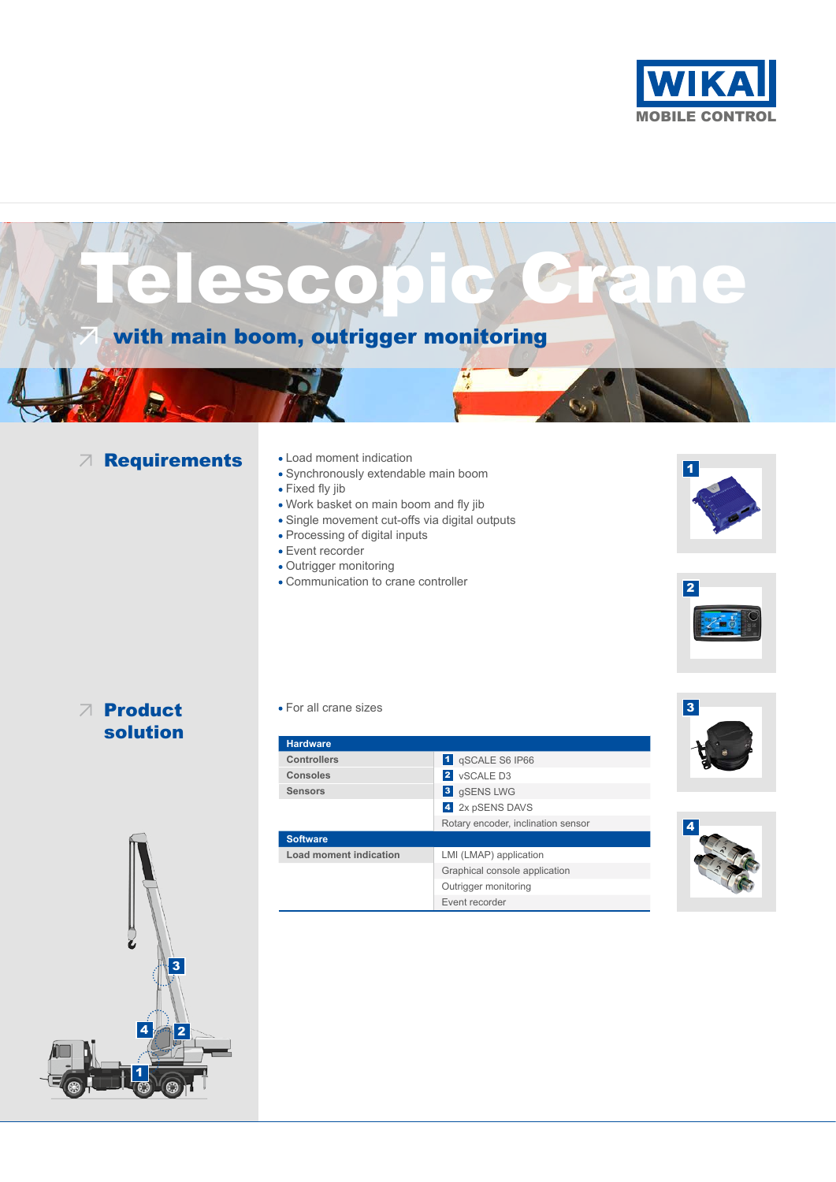WIKA MOBILE CONTROL

# Telescopic Crane

## with main boom, outrigger monitoring

## Requirements

- Load moment indication
- Synchronously extendable main boom
- Fixed fly jib
- Work basket on main boom and fly jib
- Single movement cut-offs via digital outputs
- Processing of digital inputs
- Event recorder
- Outrigger monitoring
- Communication to crane controller

## Product solution

- For all crane sizes

| Hardware | |
|---|---|
| Controllers | 1 qSCALE S6 IP66 |
| Consoles | 2 vSCALE D3 |
| Sensors | 3 gSENS LWG |
| | 4 2x pSENS DAVS |
| | Rotary encoder, inclination sensor |
| **Software** | |
| Load moment indication | LMI (LMAP) application |
| | Graphical console application |
| | Outrigger monitoring |
| | Event recorder |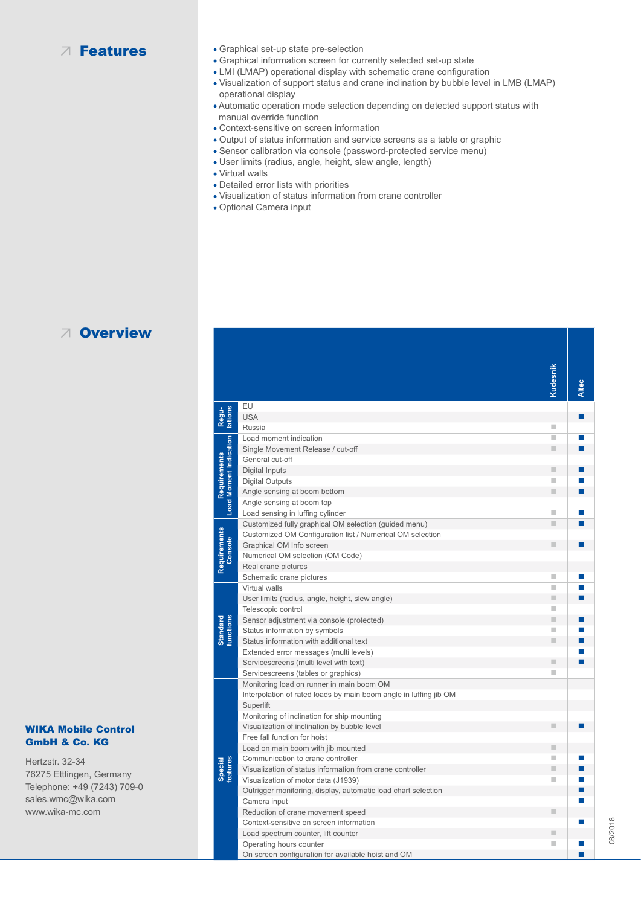## Features

- Graphical set-up state pre-selection
- Graphical information screen for currently selected set-up state
- LMI (LMAP) operational display with schematic crane configuration
- Visualization of support status and crane inclination by bubble level in LMB (LMAP) operational display
- Automatic operation mode selection depending on detected support status with manual override function
- Context-sensitive on screen information
- Output of status information and service screens as a table or graphic
- Sensor calibration via console (password-protected service menu)
- User limits (radius, angle, height, slew angle, length)
- Virtual walls
- Detailed error lists with priorities
- Visualization of status information from crane controller
- Optional Camera input

## Overview

| | | Kudesnik | Altec |
|---|---|---|---|
| Regulations | EU | | |
| | USA | | ■ |
| | Russia | ■ | |
| Requirements Load Moment Indication | Load moment indication | ■ | ■ |
| | Single Movement Release / cut-off | ■ | ■ |
| | General cut-off | | |
| | Digital Inputs | ■ | ■ |
| | Digital Outputs | ■ | ■ |
| | Angle sensing at boom bottom | ■ | ■ |
| | Angle sensing at boom top | | |
| | Load sensing in luffing cylinder | ■ | ■ |
| Requirements Console | Customized fully graphical OM selection (guided menu) | ■ | ■ |
| | Customized OM Configuration list / Numerical OM selection | | |
| | Graphical OM Info screen | ■ | ■ |
| | Numerical OM selection (OM Code) | | |
| | Real crane pictures | | |
| | Schematic crane pictures | ■ | ■ |
| Standard functions | Virtual walls | ■ | ■ |
| | User limits (radius, angle, height, slew angle) | ■ | ■ |
| | Telescopic control | ■ | |
| | Sensor adjustment via console (protected) | ■ | ■ |
| | Status information by symbols | ■ | ■ |
| | Status information with additional text | ■ | ■ |
| | Extended error messages (multi levels) | | ■ |
| | Servicescreens (multi level with text) | ■ | ■ |
| | Servicescreens (tables or graphics) | ■ | |
| Special features | Monitoring load on runner in main boom OM | | |
| | Interpolation of rated loads by main boom angle in luffing jib OM | | |
| | Superlift | | |
| | Monitoring of inclination for ship mounting | | |
| | Visualization of inclination by bubble level | ■ | ■ |
| | Free fall function for hoist | | |
| | Load on main boom with jib mounted | ■ | |
| | Communication to crane controller | ■ | ■ |
| | Visualization of status information from crane controller | ■ | ■ |
| | Visualization of motor data (J1939) | ■ | ■ |
| | Outrigger monitoring, display, automatic load chart selection | | ■ |
| | Camera input | | ■ |
| | Reduction of crane movement speed | ■ | |
| | Context-sensitive on screen information | | ■ |
| | Load spectrum counter, lift counter | ■ | |
| | Operating hours counter | ■ | ■ |
| | On screen configuration for available hoist and OM | | ■ |

**WIKA Mobile Control GmbH & Co. KG**

Hertzstr. 32-34
76275 Ettlingen, Germany
Telephone: +49 (7243) 709-0
sales.wmc@wika.com
www.wika-mc.com

08/2018